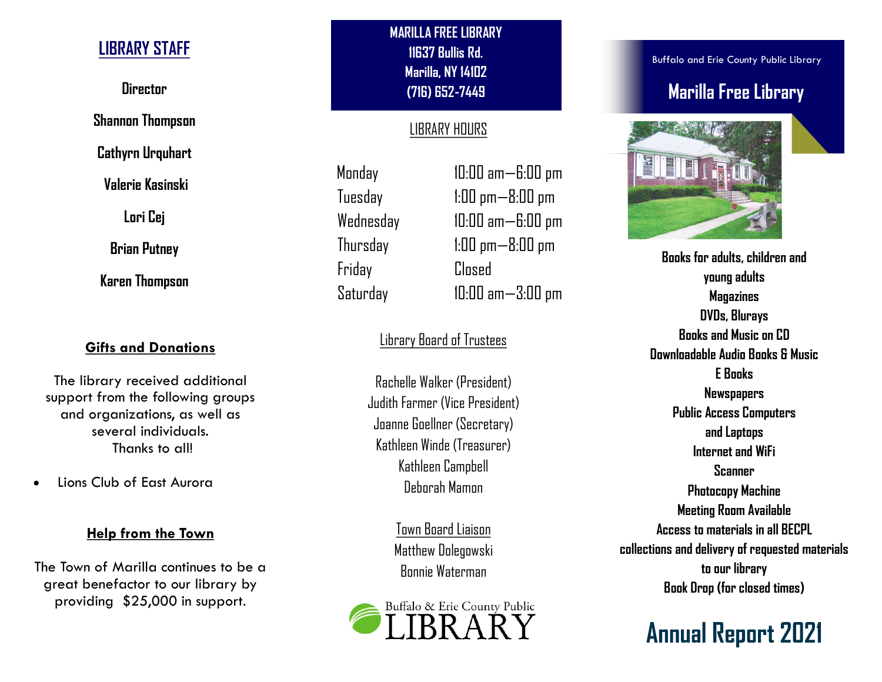## LIBRARY STAFF

**Director**

**Shannon Thompson**

**Cathyrn Urquhart**

**Valerie Kasinski**

**Lori Cej**

**Brian Putney**

**Karen Thompson**

### Gifts and Donations

The library received additional support from the following groups and organizations, as well as several individuals. Thanks to all!

- Lions Club of East Aurora

### Help from the Town

The Town of Marilla continues to be a great benefactor to our library by providing $25,000 in support.

**MARILLA FREE LIBRARY**
**11637 Bullis Rd.**
**Marilla, NY 14102**
**(716) 652-7449**

### LIBRARY HOURS

| | |
|---|---|
| Monday | 10:00 am—6:00 pm |
| Tuesday | 1:00 pm—8:00 pm |
| Wednesday | 10:00 am—6:00 pm |
| Thursday | 1:00 pm—8:00 pm |
| Friday | Closed |
| Saturday | 10:00 am—3:00 pm |

### Library Board of Trustees

Rachelle Walker (President)
Judith Farmer (Vice President)
Joanne Goellner (Secretary)
Kathleen Winde (Treasurer)
Kathleen Campbell
Deborah Mamon

### Town Board Liaison

Matthew Dolegowski
Bonnie Waterman

Buffalo & Erie County Public LIBRARY

Buffalo and Erie County Public Library

# Marilla Free Library

**Books for adults, children and young adults**
**Magazines**
**DVDs, Blurays**
**Books and Music on CD**
**Downloadable Audio Books & Music**
**E Books**
**Newspapers**
**Public Access Computers and Laptops**
**Internet and WiFi**
**Scanner**
**Photocopy Machine**
**Meeting Room Available**
**Access to materials in all BECPL collections and delivery of requested materials to our library**
**Book Drop (for closed times)**

# Annual Report 2021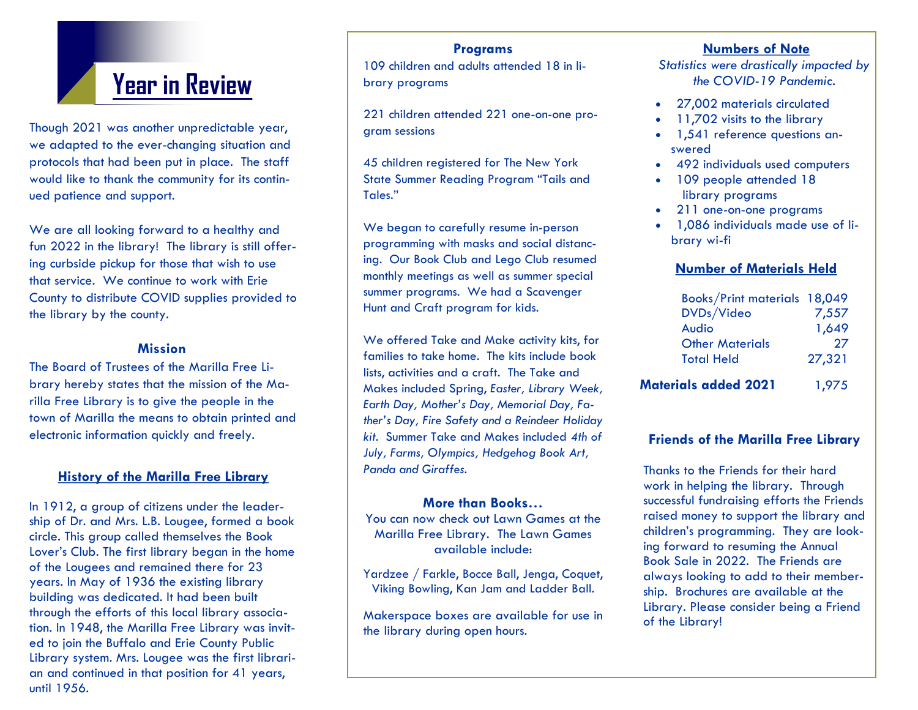# Year in Review

Though 2021 was another unpredictable year, we adapted to the ever-changing situation and protocols that had been put in place. The staff would like to thank the community for its continued patience and support.

We are all looking forward to a healthy and fun 2022 in the library! The library is still offering curbside pickup for those that wish to use that service. We continue to work with Erie County to distribute COVID supplies provided to the library by the county.

### Mission

The Board of Trustees of the Marilla Free Library hereby states that the mission of the Marilla Free Library is to give the people in the town of Marilla the means to obtain printed and electronic information quickly and freely.

### History of the Marilla Free Library

In 1912, a group of citizens under the leadership of Dr. and Mrs. L.B. Lougee, formed a book circle. This group called themselves the Book Lover's Club. The first library began in the home of the Lougees and remained there for 23 years. In May of 1936 the existing library building was dedicated. It had been built through the efforts of this local library association. In 1948, the Marilla Free Library was invited to join the Buffalo and Erie County Public Library system. Mrs. Lougee was the first librarian and continued in that position for 41 years, until 1956.

### Programs

109 children and adults attended 18 in library programs

221 children attended 221 one-on-one program sessions

45 children registered for The New York State Summer Reading Program "Tails and Tales."

We began to carefully resume in-person programming with masks and social distancing. Our Book Club and Lego Club resumed monthly meetings as well as summer special summer programs. We had a Scavenger Hunt and Craft program for kids.

We offered Take and Make activity kits, for families to take home. The kits include book lists, activities and a craft. The Take and Makes included Spring, *Easter, Library Week, Earth Day, Mother's Day, Memorial Day, Father's Day, Fire Safety and a Reindeer Holiday kit.* Summer Take and Makes included *4th of July, Farms, Olympics, Hedgehog Book Art, Panda and Giraffes.*

### More than Books…

You can now check out Lawn Games at the Marilla Free Library. The Lawn Games available include:

Yardzee / Farkle, Bocce Ball, Jenga, Coquet, Viking Bowling, Kan Jam and Ladder Ball.

Makerspace boxes are available for use in the library during open hours.

### Numbers of Note

*Statistics were drastically impacted by the COVID-19 Pandemic.*

- 27,002 materials circulated
- 11,702 visits to the library
- 1,541 reference questions answered
- 492 individuals used computers
- 109 people attended 18 library programs
- 211 one-on-one programs
- 1,086 individuals made use of library wi-fi

### Number of Materials Held

| | |
|---|---|
| Books/Print materials | 18,049 |
| DVDs/Video | 7,557 |
| Audio | 1,649 |
| Other Materials | 27 |
| Total Held | 27,321 |

**Materials added 2021** 1,975

### Friends of the Marilla Free Library

Thanks to the Friends for their hard work in helping the library. Through successful fundraising efforts the Friends raised money to support the library and children's programming. They are looking forward to resuming the Annual Book Sale in 2022. The Friends are always looking to add to their membership. Brochures are available at the Library. Please consider being a Friend of the Library!